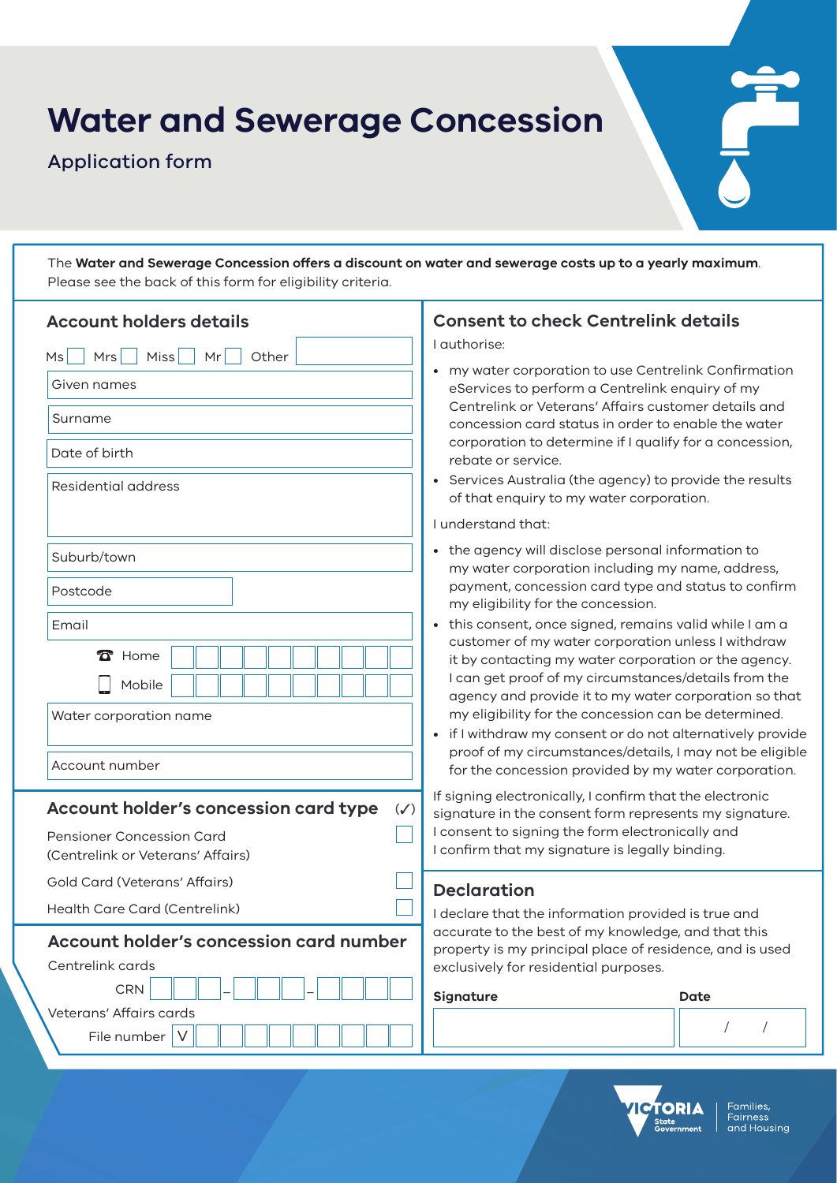# Water and Sewerage Concession

## Application form

The **Water and Sewerage Concession offers a discount on water and sewerage costs up to a yearly maximum**. Please see the back of this form for eligibility criteria.

### Account holders details

Ms ☐ Mrs ☐ Miss ☐ Mr ☐ Other

Given names

Surname

Date of birth

Residential address

Suburb/town

Postcode

Email

Home

Mobile

Water corporation name

Account number

### Account holder's concession card type (✓)

Pensioner Concession Card (Centrelink or Veterans' Affairs) ☐

Gold Card (Veterans' Affairs) ☐

Health Care Card (Centrelink) ☐

### Account holder's concession card number

Centrelink cards

CRN ___ – ___ – ___

Veterans' Affairs cards

File number V

### Consent to check Centrelink details

I authorise:

- my water corporation to use Centrelink Confirmation eServices to perform a Centrelink enquiry of my Centrelink or Veterans' Affairs customer details and concession card status in order to enable the water corporation to determine if I qualify for a concession, rebate or service.
- Services Australia (the agency) to provide the results of that enquiry to my water corporation.

I understand that:

- the agency will disclose personal information to my water corporation including my name, address, payment, concession card type and status to confirm my eligibility for the concession.
- this consent, once signed, remains valid while I am a customer of my water corporation unless I withdraw it by contacting my water corporation or the agency. I can get proof of my circumstances/details from the agency and provide it to my water corporation so that my eligibility for the concession can be determined.
- if I withdraw my consent or do not alternatively provide proof of my circumstances/details, I may not be eligible for the concession provided by my water corporation.

If signing electronically, I confirm that the electronic signature in the consent form represents my signature. I consent to signing the form electronically and I confirm that my signature is legally binding.

### Declaration

I declare that the information provided is true and accurate to the best of my knowledge, and that this property is my principal place of residence, and is used exclusively for residential purposes.

**Signature**

**Date** / /

VICTORIA State Government — Families, Fairness and Housing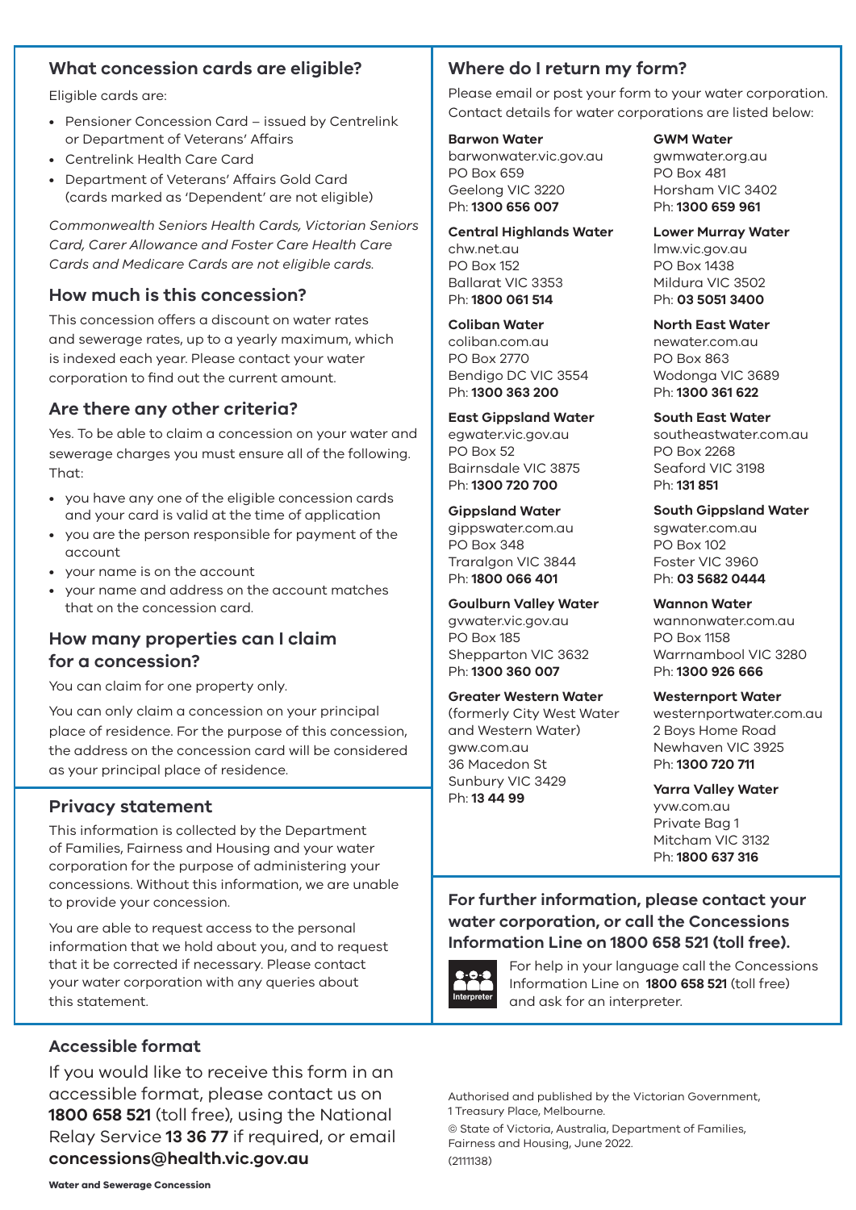## What concession cards are eligible?

Eligible cards are:

- Pensioner Concession Card – issued by Centrelink or Department of Veterans' Affairs
- Centrelink Health Care Card
- Department of Veterans' Affairs Gold Card (cards marked as 'Dependent' are not eligible)

*Commonwealth Seniors Health Cards, Victorian Seniors Card, Carer Allowance and Foster Care Health Care Cards and Medicare Cards are not eligible cards.*

## How much is this concession?

This concession offers a discount on water rates and sewerage rates, up to a yearly maximum, which is indexed each year. Please contact your water corporation to find out the current amount.

## Are there any other criteria?

Yes. To be able to claim a concession on your water and sewerage charges you must ensure all of the following. That:

- you have any one of the eligible concession cards and your card is valid at the time of application
- you are the person responsible for payment of the account
- your name is on the account
- your name and address on the account matches that on the concession card.

## How many properties can I claim for a concession?

You can claim for one property only.

You can only claim a concession on your principal place of residence. For the purpose of this concession, the address on the concession card will be considered as your principal place of residence.

## Privacy statement

This information is collected by the Department of Families, Fairness and Housing and your water corporation for the purpose of administering your concessions. Without this information, we are unable to provide your concession.

You are able to request access to the personal information that we hold about you, and to request that it be corrected if necessary. Please contact your water corporation with any queries about this statement.

## Where do I return my form?

Please email or post your form to your water corporation. Contact details for water corporations are listed below:

**Barwon Water**
barwonwater.vic.gov.au
PO Box 659
Geelong VIC 3220
Ph: **1300 656 007**

**Central Highlands Water**
chw.net.au
PO Box 152
Ballarat VIC 3353
Ph: **1800 061 514**

**Coliban Water**
coliban.com.au
PO Box 2770
Bendigo DC VIC 3554
Ph: **1300 363 200**

**East Gippsland Water**
egwater.vic.gov.au
PO Box 52
Bairnsdale VIC 3875
Ph: **1300 720 700**

**Gippsland Water**
gippswater.com.au
PO Box 348
Traralgon VIC 3844
Ph: **1800 066 401**

**Goulburn Valley Water**
gvwater.vic.gov.au
PO Box 185
Shepparton VIC 3632
Ph: **1300 360 007**

**Greater Western Water**
(formerly City West Water and Western Water)
gww.com.au
36 Macedon St
Sunbury VIC 3429
Ph: **13 44 99**

**GWM Water**
gwmwater.org.au
PO Box 481
Horsham VIC 3402
Ph: **1300 659 961**

**Lower Murray Water**
lmw.vic.gov.au
PO Box 1438
Mildura VIC 3502
Ph: **03 5051 3400**

**North East Water**
newater.com.au
PO Box 863
Wodonga VIC 3689
Ph: **1300 361 622**

**South East Water**
southeastwater.com.au
PO Box 2268
Seaford VIC 3198
Ph: **131 851**

**South Gippsland Water**
sgwater.com.au
PO Box 102
Foster VIC 3960
Ph: **03 5682 0444**

**Wannon Water**
wannonwater.com.au
PO Box 1158
Warrnambool VIC 3280
Ph: **1300 926 666**

**Westernport Water**
westernportwater.com.au
2 Boys Home Road
Newhaven VIC 3925
Ph: **1300 720 711**

**Yarra Valley Water**
yvw.com.au
Private Bag 1
Mitcham VIC 3132
Ph: **1800 637 316**

**For further information, please contact your water corporation, or call the Concessions Information Line on 1800 658 521 (toll free).**

Interpreter

For help in your language call the Concessions Information Line on **1800 658 521** (toll free) and ask for an interpreter.

## Accessible format

If you would like to receive this form in an accessible format, please contact us on **1800 658 521** (toll free), using the National Relay Service **13 36 77** if required, or email **concessions@health.vic.gov.au**

Authorised and published by the Victorian Government, 1 Treasury Place, Melbourne.

© State of Victoria, Australia, Department of Families, Fairness and Housing, June 2022.

(2111138)